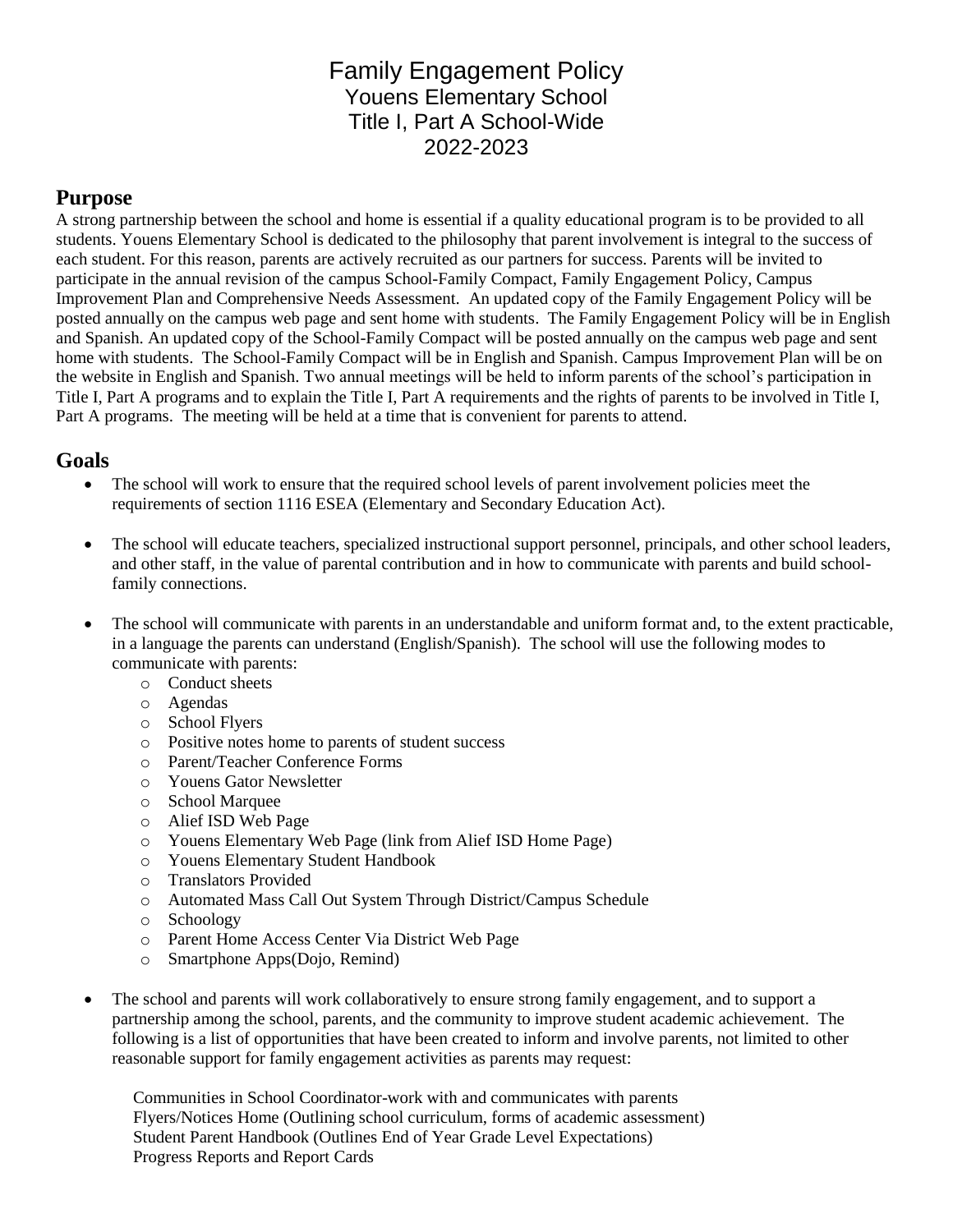# Family Engagement Policy
Youens Elementary School
Title I, Part A School-Wide
2022-2023

## Purpose

A strong partnership between the school and home is essential if a quality educational program is to be provided to all students. Youens Elementary School is dedicated to the philosophy that parent involvement is integral to the success of each student. For this reason, parents are actively recruited as our partners for success. Parents will be invited to participate in the annual revision of the campus School-Family Compact, Family Engagement Policy, Campus Improvement Plan and Comprehensive Needs Assessment. An updated copy of the Family Engagement Policy will be posted annually on the campus web page and sent home with students. The Family Engagement Policy will be in English and Spanish. An updated copy of the School-Family Compact will be posted annually on the campus web page and sent home with students. The School-Family Compact will be in English and Spanish. Campus Improvement Plan will be on the website in English and Spanish. Two annual meetings will be held to inform parents of the school's participation in Title I, Part A programs and to explain the Title I, Part A requirements and the rights of parents to be involved in Title I, Part A programs. The meeting will be held at a time that is convenient for parents to attend.

## Goals

- The school will work to ensure that the required school levels of parent involvement policies meet the requirements of section 1116 ESEA (Elementary and Secondary Education Act).

- The school will educate teachers, specialized instructional support personnel, principals, and other school leaders, and other staff, in the value of parental contribution and in how to communicate with parents and build school-family connections.

- The school will communicate with parents in an understandable and uniform format and, to the extent practicable, in a language the parents can understand (English/Spanish). The school will use the following modes to communicate with parents:
  - Conduct sheets
  - Agendas
  - School Flyers
  - Positive notes home to parents of student success
  - Parent/Teacher Conference Forms
  - Youens Gator Newsletter
  - School Marquee
  - Alief ISD Web Page
  - Youens Elementary Web Page (link from Alief ISD Home Page)
  - Youens Elementary Student Handbook
  - Translators Provided
  - Automated Mass Call Out System Through District/Campus Schedule
  - Schoology
  - Parent Home Access Center Via District Web Page
  - Smartphone Apps(Dojo, Remind)

- The school and parents will work collaboratively to ensure strong family engagement, and to support a partnership among the school, parents, and the community to improve student academic achievement. The following is a list of opportunities that have been created to inform and involve parents, not limited to other reasonable support for family engagement activities as parents may request:

  Communities in School Coordinator-work with and communicates with parents
  Flyers/Notices Home (Outlining school curriculum, forms of academic assessment)
  Student Parent Handbook (Outlines End of Year Grade Level Expectations)
  Progress Reports and Report Cards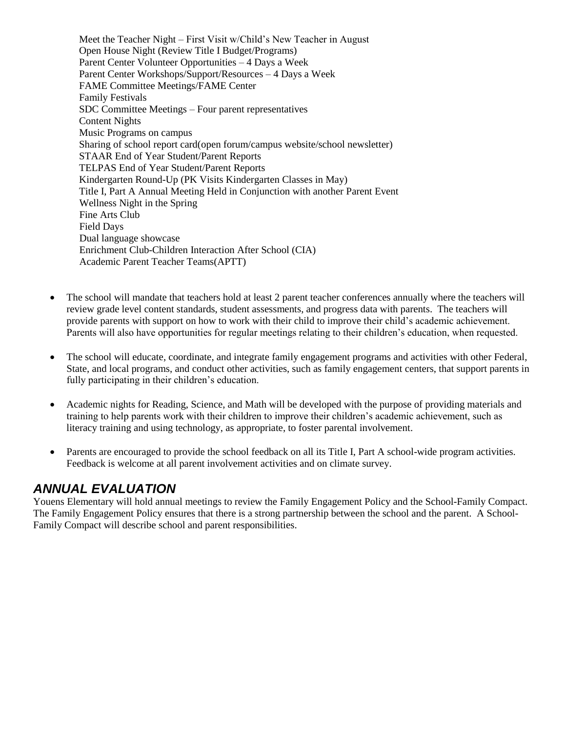Meet the Teacher Night – First Visit w/Child's New Teacher in August
Open House Night (Review Title I Budget/Programs)
Parent Center Volunteer Opportunities – 4 Days a Week
Parent Center Workshops/Support/Resources – 4 Days a Week
FAME Committee Meetings/FAME Center
Family Festivals
SDC Committee Meetings – Four parent representatives
Content Nights
Music Programs on campus
Sharing of school report card(open forum/campus website/school newsletter)
STAAR End of Year Student/Parent Reports
TELPAS End of Year Student/Parent Reports
Kindergarten Round-Up (PK Visits Kindergarten Classes in May)
Title I, Part A Annual Meeting Held in Conjunction with another Parent Event
Wellness Night in the Spring
Fine Arts Club
Field Days
Dual language showcase
Enrichment Club-Children Interaction After School (CIA)
Academic Parent Teacher Teams(APTT)

- The school will mandate that teachers hold at least 2 parent teacher conferences annually where the teachers will review grade level content standards, student assessments, and progress data with parents. The teachers will provide parents with support on how to work with their child to improve their child's academic achievement. Parents will also have opportunities for regular meetings relating to their children's education, when requested.
- The school will educate, coordinate, and integrate family engagement programs and activities with other Federal, State, and local programs, and conduct other activities, such as family engagement centers, that support parents in fully participating in their children's education.
- Academic nights for Reading, Science, and Math will be developed with the purpose of providing materials and training to help parents work with their children to improve their children's academic achievement, such as literacy training and using technology, as appropriate, to foster parental involvement.
- Parents are encouraged to provide the school feedback on all its Title I, Part A school-wide program activities. Feedback is welcome at all parent involvement activities and on climate survey.

## *ANNUAL EVALUATION*

Youens Elementary will hold annual meetings to review the Family Engagement Policy and the School-Family Compact. The Family Engagement Policy ensures that there is a strong partnership between the school and the parent. A School-Family Compact will describe school and parent responsibilities.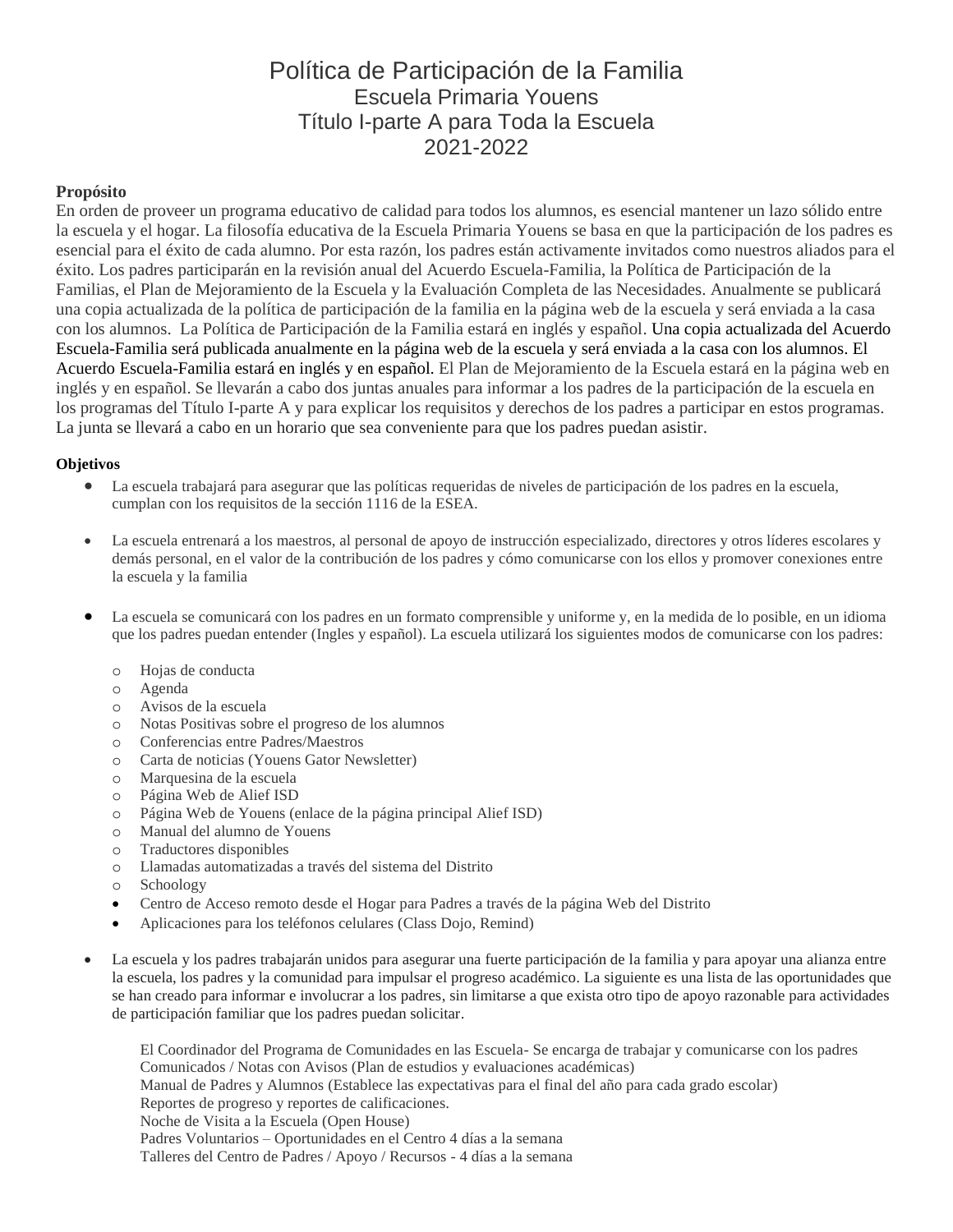# Política de Participación de la Familia

## Escuela Primaria Youens

## Título I-parte A para Toda la Escuela

## 2021-2022

**Propósito**

En orden de proveer un programa educativo de calidad para todos los alumnos, es esencial mantener un lazo sólido entre la escuela y el hogar. La filosofía educativa de la Escuela Primaria Youens se basa en que la participación de los padres es esencial para el éxito de cada alumno. Por esta razón, los padres están activamente invitados como nuestros aliados para el éxito. Los padres participarán en la revisión anual del Acuerdo Escuela-Familia, la Política de Participación de la Familias, el Plan de Mejoramiento de la Escuela y la Evaluación Completa de las Necesidades. Anualmente se publicará una copia actualizada de la política de participación de la familia en la página web de la escuela y será enviada a la casa con los alumnos. La Política de Participación de la Familia estará en inglés y español. Una copia actualizada del Acuerdo Escuela-Familia será publicada anualmente en la página web de la escuela y será enviada a la casa con los alumnos. El Acuerdo Escuela-Familia estará en inglés y en español. El Plan de Mejoramiento de la Escuela estará en la página web en inglés y en español. Se llevarán a cabo dos juntas anuales para informar a los padres de la participación de la escuela en los programas del Título I-parte A y para explicar los requisitos y derechos de los padres a participar en estos programas. La junta se llevará a cabo en un horario que sea conveniente para que los padres puedan asistir.

**Objetivos**

- La escuela trabajará para asegurar que las políticas requeridas de niveles de participación de los padres en la escuela, cumplan con los requisitos de la sección 1116 de la ESEA.
- La escuela entrenará a los maestros, al personal de apoyo de instrucción especializado, directores y otros líderes escolares y demás personal, en el valor de la contribución de los padres y cómo comunicarse con los ellos y promover conexiones entre la escuela y la familia
- La escuela se comunicará con los padres en un formato comprensible y uniforme y, en la medida de lo posible, en un idioma que los padres puedan entender (Ingles y español). La escuela utilizará los siguientes modos de comunicarse con los padres:
  - Hojas de conducta
  - Agenda
  - Avisos de la escuela
  - Notas Positivas sobre el progreso de los alumnos
  - Conferencias entre Padres/Maestros
  - Carta de noticias (Youens Gator Newsletter)
  - Marquesina de la escuela
  - Página Web de Alief ISD
  - Página Web de Youens (enlace de la página principal Alief ISD)
  - Manual del alumno de Youens
  - Traductores disponibles
  - Llamadas automatizadas a través del sistema del Distrito
  - Schoology
  - Centro de Acceso remoto desde el Hogar para Padres a través de la página Web del Distrito
  - Aplicaciones para los teléfonos celulares (Class Dojo, Remind)
- La escuela y los padres trabajarán unidos para asegurar una fuerte participación de la familia y para apoyar una alianza entre la escuela, los padres y la comunidad para impulsar el progreso académico. La siguiente es una lista de las oportunidades que se han creado para informar e involucrar a los padres, sin limitarse a que exista otro tipo de apoyo razonable para actividades de participación familiar que los padres puedan solicitar.

  El Coordinador del Programa de Comunidades en las Escuela- Se encarga de trabajar y comunicarse con los padres
  Comunicados / Notas con Avisos (Plan de estudios y evaluaciones académicas)
  Manual de Padres y Alumnos (Establece las expectativas para el final del año para cada grado escolar)
  Reportes de progreso y reportes de calificaciones.
  Noche de Visita a la Escuela (Open House)
  Padres Voluntarios – Oportunidades en el Centro 4 días a la semana
  Talleres del Centro de Padres / Apoyo / Recursos - 4 días a la semana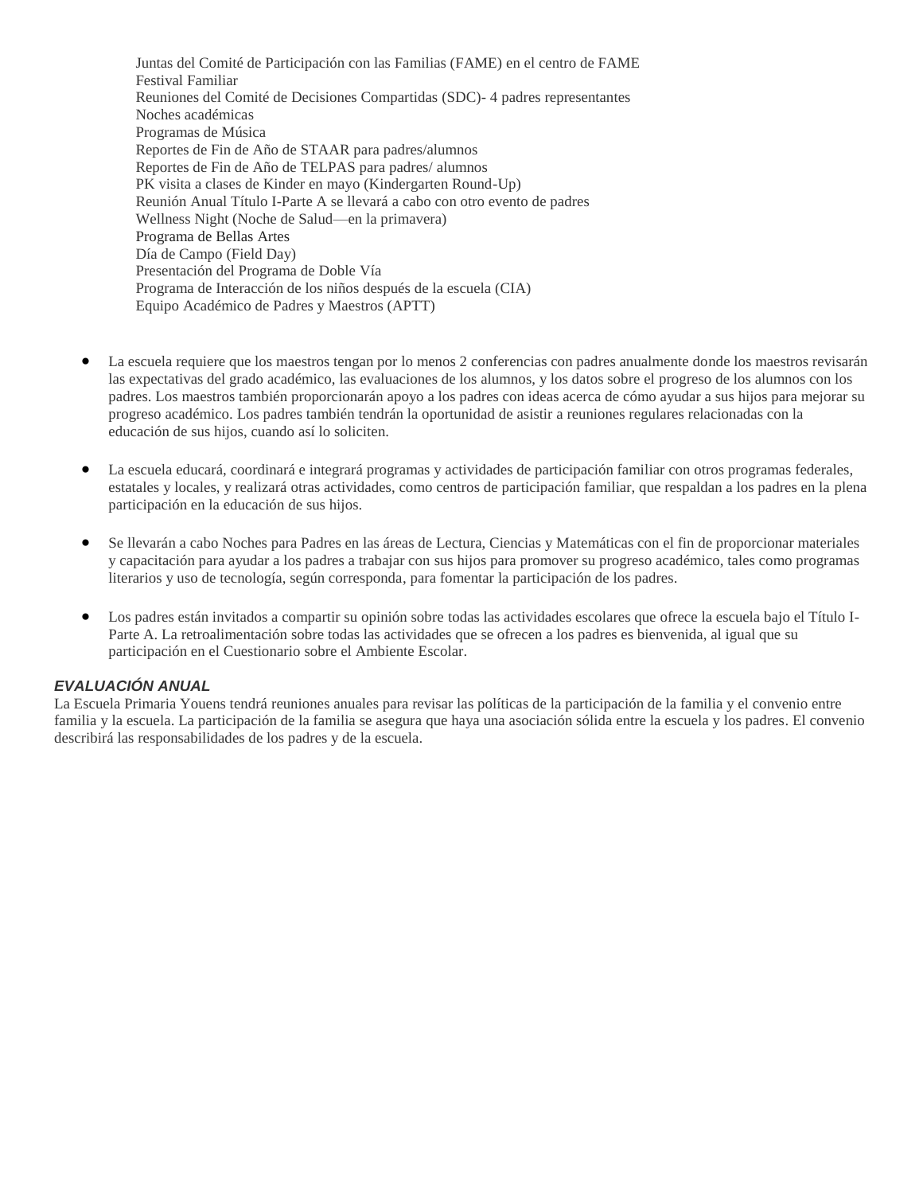Juntas del Comité de Participación con las Familias (FAME) en el centro de FAME
Festival Familiar
Reuniones del Comité de Decisiones Compartidas (SDC)- 4 padres representantes
Noches académicas
Programas de Música
Reportes de Fin de Año de STAAR para padres/alumnos
Reportes de Fin de Año de TELPAS para padres/ alumnos
PK visita a clases de Kinder en mayo (Kindergarten Round-Up)
Reunión Anual Título I-Parte A se llevará a cabo con otro evento de padres
Wellness Night (Noche de Salud—en la primavera)
Programa de Bellas Artes
Día de Campo (Field Day)
Presentación del Programa de Doble Vía
Programa de Interacción de los niños después de la escuela (CIA)
Equipo Académico de Padres y Maestros (APTT)

- La escuela requiere que los maestros tengan por lo menos 2 conferencias con padres anualmente donde los maestros revisarán las expectativas del grado académico, las evaluaciones de los alumnos, y los datos sobre el progreso de los alumnos con los padres. Los maestros también proporcionarán apoyo a los padres con ideas acerca de cómo ayudar a sus hijos para mejorar su progreso académico. Los padres también tendrán la oportunidad de asistir a reuniones regulares relacionadas con la educación de sus hijos, cuando así lo soliciten.

- La escuela educará, coordinará e integrará programas y actividades de participación familiar con otros programas federales, estatales y locales, y realizará otras actividades, como centros de participación familiar, que respaldan a los padres en la plena participación en la educación de sus hijos.

- Se llevarán a cabo Noches para Padres en las áreas de Lectura, Ciencias y Matemáticas con el fin de proporcionar materiales y capacitación para ayudar a los padres a trabajar con sus hijos para promover su progreso académico, tales como programas literarios y uso de tecnología, según corresponda, para fomentar la participación de los padres.

- Los padres están invitados a compartir su opinión sobre todas las actividades escolares que ofrece la escuela bajo el Título I-Parte A. La retroalimentación sobre todas las actividades que se ofrecen a los padres es bienvenida, al igual que su participación en el Cuestionario sobre el Ambiente Escolar.

### *EVALUACIÓN ANUAL*

La Escuela Primaria Youens tendrá reuniones anuales para revisar las políticas de la participación de la familia y el convenio entre familia y la escuela. La participación de la familia se asegura que haya una asociación sólida entre la escuela y los padres. El convenio describirá las responsabilidades de los padres y de la escuela.